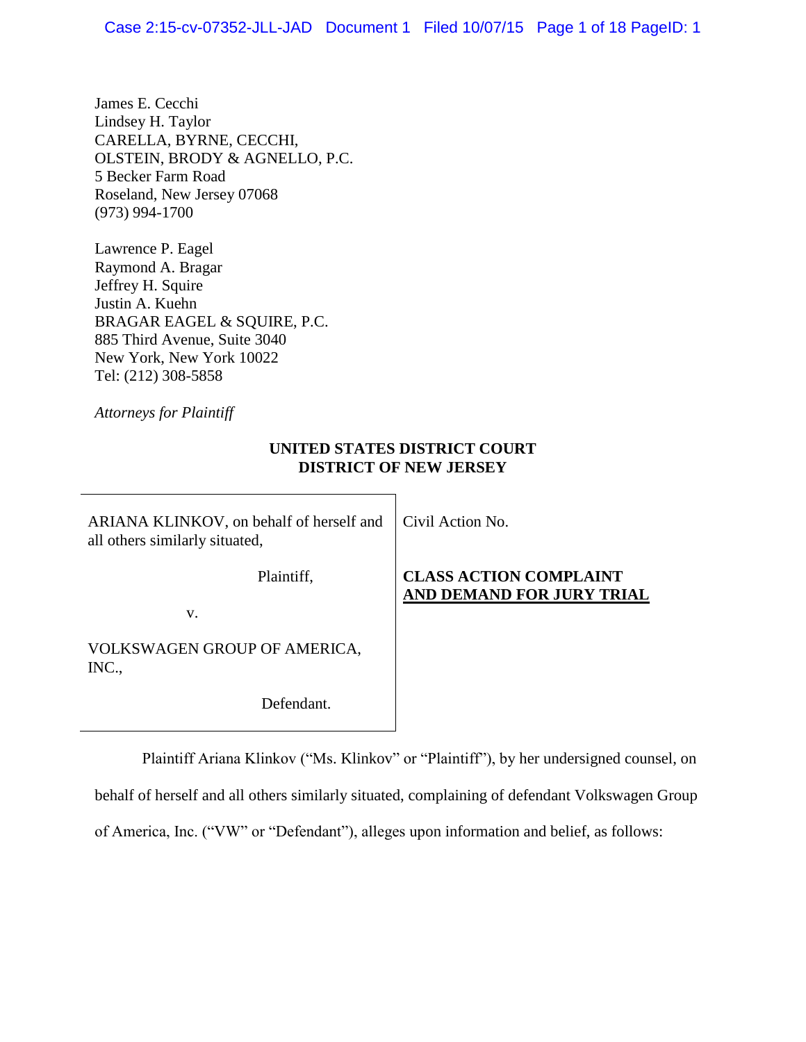James E. Cecchi
Lindsey H. Taylor
CARELLA, BYRNE, CECCHI,
OLSTEIN, BRODY & AGNELLO, P.C.
5 Becker Farm Road
Roseland, New Jersey 07068
(973) 994-1700

Lawrence P. Eagel
Raymond A. Bragar
Jeffrey H. Squire
Justin A. Kuehn
BRAGAR EAGEL & SQUIRE, P.C.
885 Third Avenue, Suite 3040
New York, New York 10022
Tel: (212) 308-5858

*Attorneys for Plaintiff*

**UNITED STATES DISTRICT COURT**
**DISTRICT OF NEW JERSEY**

| | |
|---|---|
| ARIANA KLINKOV, on behalf of herself and all others similarly situated,<br><br>Plaintiff,<br><br>v.<br><br>VOLKSWAGEN GROUP OF AMERICA, INC.,<br><br>Defendant. | Civil Action No.<br><br>**CLASS ACTION COMPLAINT AND DEMAND FOR JURY TRIAL** |

Plaintiff Ariana Klinkov ("Ms. Klinkov" or "Plaintiff"), by her undersigned counsel, on behalf of herself and all others similarly situated, complaining of defendant Volkswagen Group of America, Inc. ("VW" or "Defendant"), alleges upon information and belief, as follows: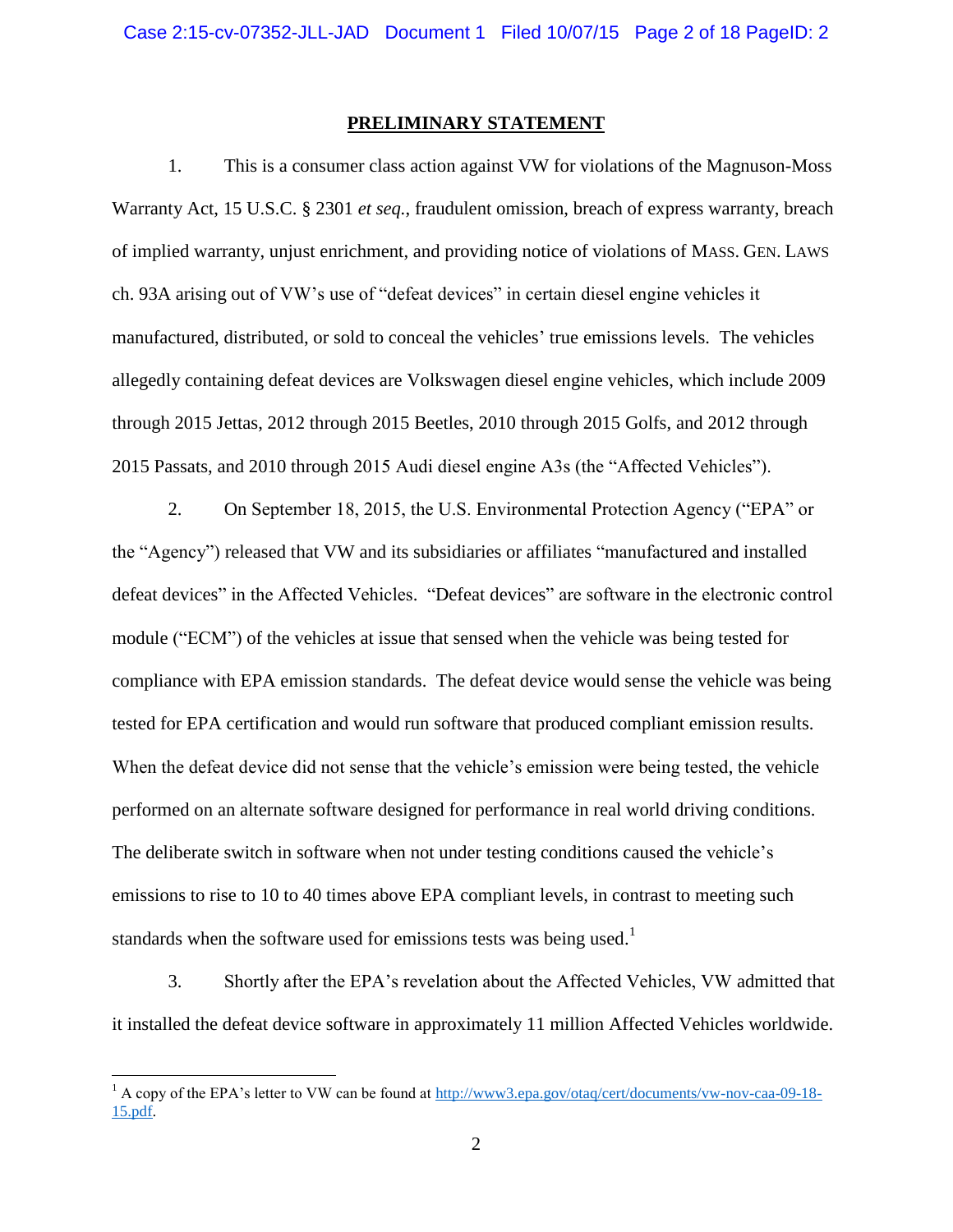## PRELIMINARY STATEMENT

1. This is a consumer class action against VW for violations of the Magnuson-Moss Warranty Act, 15 U.S.C. § 2301 *et seq.*, fraudulent omission, breach of express warranty, breach of implied warranty, unjust enrichment, and providing notice of violations of MASS. GEN. LAWS ch. 93A arising out of VW's use of "defeat devices" in certain diesel engine vehicles it manufactured, distributed, or sold to conceal the vehicles' true emissions levels. The vehicles allegedly containing defeat devices are Volkswagen diesel engine vehicles, which include 2009 through 2015 Jettas, 2012 through 2015 Beetles, 2010 through 2015 Golfs, and 2012 through 2015 Passats, and 2010 through 2015 Audi diesel engine A3s (the "Affected Vehicles").

2. On September 18, 2015, the U.S. Environmental Protection Agency ("EPA" or the "Agency") released that VW and its subsidiaries or affiliates "manufactured and installed defeat devices" in the Affected Vehicles. "Defeat devices" are software in the electronic control module ("ECM") of the vehicles at issue that sensed when the vehicle was being tested for compliance with EPA emission standards. The defeat device would sense the vehicle was being tested for EPA certification and would run software that produced compliant emission results. When the defeat device did not sense that the vehicle's emission were being tested, the vehicle performed on an alternate software designed for performance in real world driving conditions. The deliberate switch in software when not under testing conditions caused the vehicle's emissions to rise to 10 to 40 times above EPA compliant levels, in contrast to meeting such standards when the software used for emissions tests was being used.[1]

3. Shortly after the EPA's revelation about the Affected Vehicles, VW admitted that it installed the defeat device software in approximately 11 million Affected Vehicles worldwide.

---

[1] A copy of the EPA's letter to VW can be found at http://www3.epa.gov/otaq/cert/documents/vw-nov-caa-09-18-15.pdf.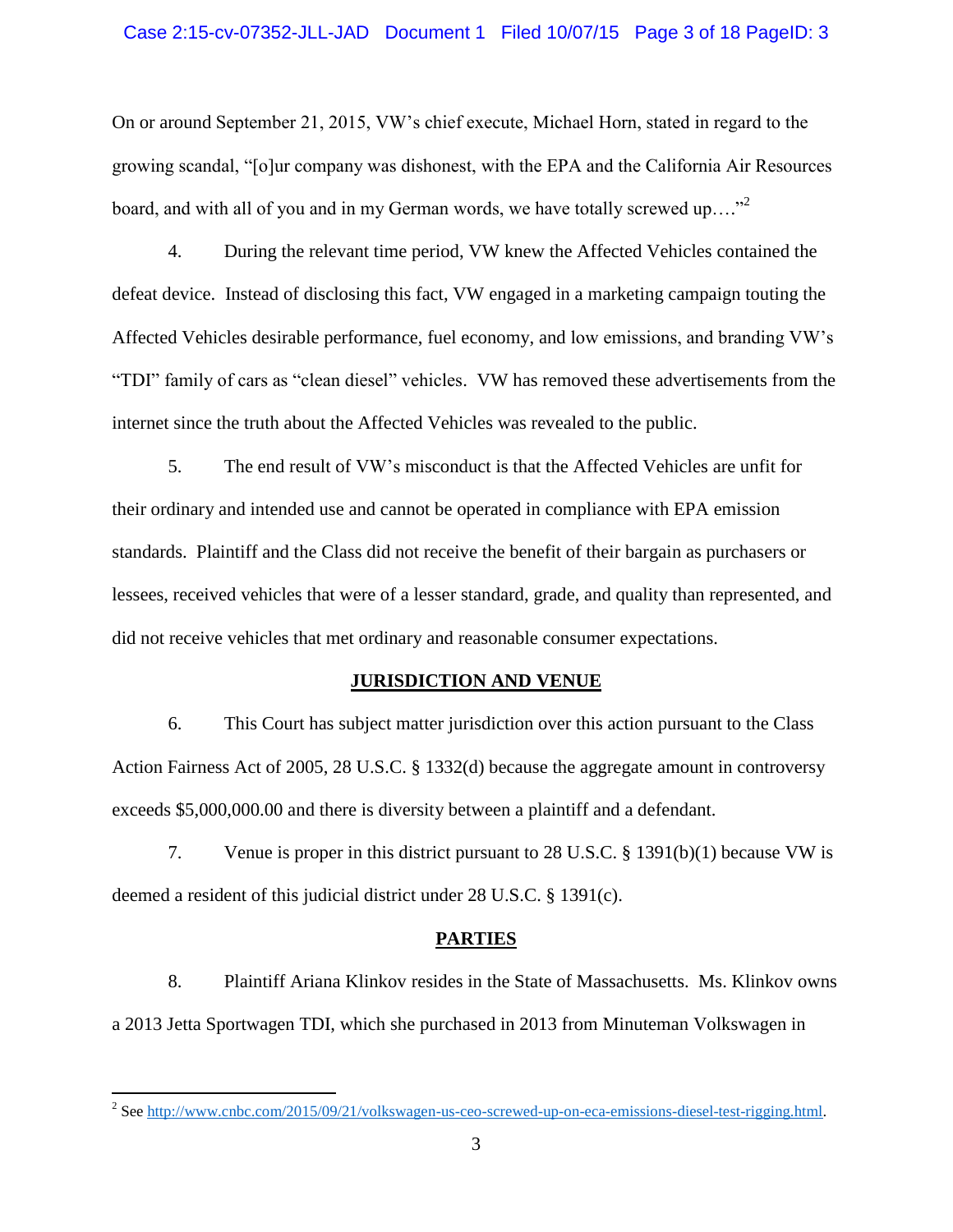On or around September 21, 2015, VW's chief execute, Michael Horn, stated in regard to the growing scandal, "[o]ur company was dishonest, with the EPA and the California Air Resources board, and with all of you and in my German words, we have totally screwed up…."[2]

4. During the relevant time period, VW knew the Affected Vehicles contained the defeat device. Instead of disclosing this fact, VW engaged in a marketing campaign touting the Affected Vehicles desirable performance, fuel economy, and low emissions, and branding VW's "TDI" family of cars as "clean diesel" vehicles. VW has removed these advertisements from the internet since the truth about the Affected Vehicles was revealed to the public.

5. The end result of VW's misconduct is that the Affected Vehicles are unfit for their ordinary and intended use and cannot be operated in compliance with EPA emission standards. Plaintiff and the Class did not receive the benefit of their bargain as purchasers or lessees, received vehicles that were of a lesser standard, grade, and quality than represented, and did not receive vehicles that met ordinary and reasonable consumer expectations.

## JURISDICTION AND VENUE

6. This Court has subject matter jurisdiction over this action pursuant to the Class Action Fairness Act of 2005, 28 U.S.C. § 1332(d) because the aggregate amount in controversy exceeds $5,000,000.00 and there is diversity between a plaintiff and a defendant.

7. Venue is proper in this district pursuant to 28 U.S.C. § 1391(b)(1) because VW is deemed a resident of this judicial district under 28 U.S.C. § 1391(c).

## PARTIES

8. Plaintiff Ariana Klinkov resides in the State of Massachusetts. Ms. Klinkov owns a 2013 Jetta Sportwagen TDI, which she purchased in 2013 from Minuteman Volkswagen in

---

[2] See http://www.cnbc.com/2015/09/21/volkswagen-us-ceo-screwed-up-on-eca-emissions-diesel-test-rigging.html.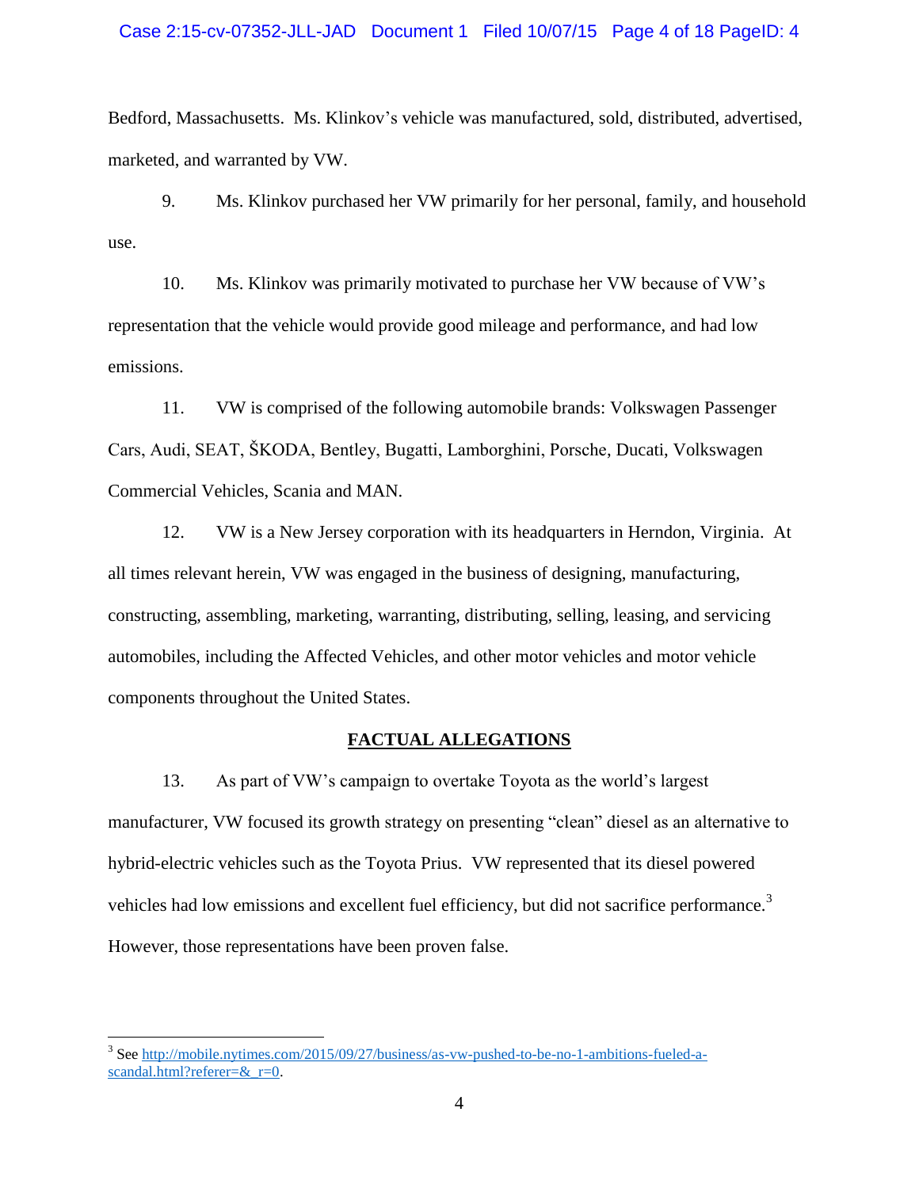Bedford, Massachusetts. Ms. Klinkov's vehicle was manufactured, sold, distributed, advertised, marketed, and warranted by VW.

9. Ms. Klinkov purchased her VW primarily for her personal, family, and household use.

10. Ms. Klinkov was primarily motivated to purchase her VW because of VW's representation that the vehicle would provide good mileage and performance, and had low emissions.

11. VW is comprised of the following automobile brands: Volkswagen Passenger Cars, Audi, SEAT, ŠKODA, Bentley, Bugatti, Lamborghini, Porsche, Ducati, Volkswagen Commercial Vehicles, Scania and MAN.

12. VW is a New Jersey corporation with its headquarters in Herndon, Virginia. At all times relevant herein, VW was engaged in the business of designing, manufacturing, constructing, assembling, marketing, warranting, distributing, selling, leasing, and servicing automobiles, including the Affected Vehicles, and other motor vehicles and motor vehicle components throughout the United States.

## FACTUAL ALLEGATIONS

13. As part of VW's campaign to overtake Toyota as the world's largest manufacturer, VW focused its growth strategy on presenting "clean" diesel as an alternative to hybrid-electric vehicles such as the Toyota Prius. VW represented that its diesel powered vehicles had low emissions and excellent fuel efficiency, but did not sacrifice performance.[3] However, those representations have been proven false.

[3] See http://mobile.nytimes.com/2015/09/27/business/as-vw-pushed-to-be-no-1-ambitions-fueled-a-scandal.html?referer=&_r=0.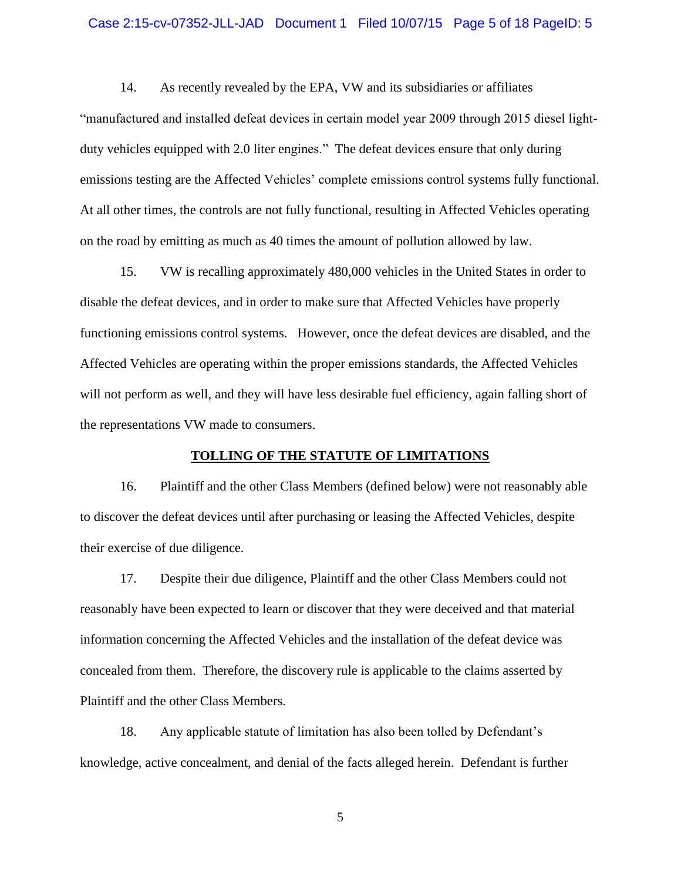14. As recently revealed by the EPA, VW and its subsidiaries or affiliates "manufactured and installed defeat devices in certain model year 2009 through 2015 diesel light-duty vehicles equipped with 2.0 liter engines." The defeat devices ensure that only during emissions testing are the Affected Vehicles' complete emissions control systems fully functional. At all other times, the controls are not fully functional, resulting in Affected Vehicles operating on the road by emitting as much as 40 times the amount of pollution allowed by law.

15. VW is recalling approximately 480,000 vehicles in the United States in order to disable the defeat devices, and in order to make sure that Affected Vehicles have properly functioning emissions control systems. However, once the defeat devices are disabled, and the Affected Vehicles are operating within the proper emissions standards, the Affected Vehicles will not perform as well, and they will have less desirable fuel efficiency, again falling short of the representations VW made to consumers.

## TOLLING OF THE STATUTE OF LIMITATIONS

16. Plaintiff and the other Class Members (defined below) were not reasonably able to discover the defeat devices until after purchasing or leasing the Affected Vehicles, despite their exercise of due diligence.

17. Despite their due diligence, Plaintiff and the other Class Members could not reasonably have been expected to learn or discover that they were deceived and that material information concerning the Affected Vehicles and the installation of the defeat device was concealed from them. Therefore, the discovery rule is applicable to the claims asserted by Plaintiff and the other Class Members.

18. Any applicable statute of limitation has also been tolled by Defendant's knowledge, active concealment, and denial of the facts alleged herein. Defendant is further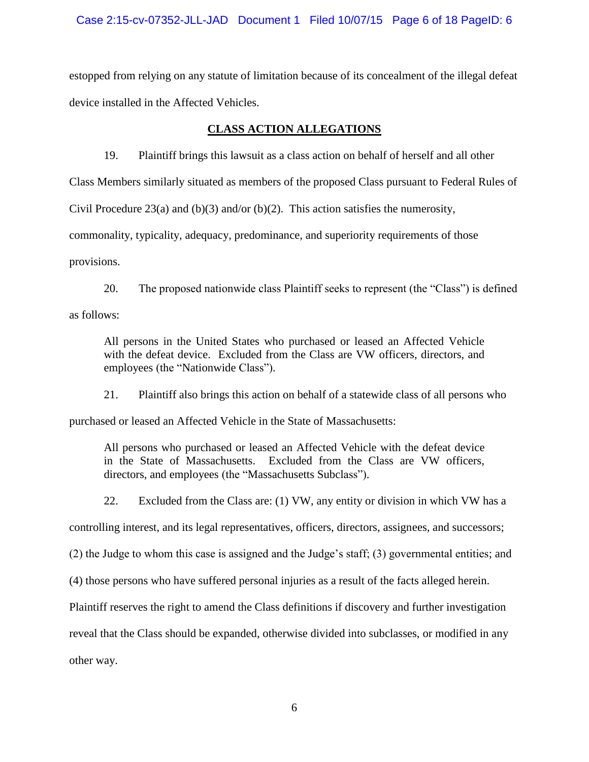estopped from relying on any statute of limitation because of its concealment of the illegal defeat device installed in the Affected Vehicles.

## CLASS ACTION ALLEGATIONS

19. Plaintiff brings this lawsuit as a class action on behalf of herself and all other Class Members similarly situated as members of the proposed Class pursuant to Federal Rules of Civil Procedure 23(a) and (b)(3) and/or (b)(2). This action satisfies the numerosity, commonality, typicality, adequacy, predominance, and superiority requirements of those provisions.

20. The proposed nationwide class Plaintiff seeks to represent (the "Class") is defined as follows:

> All persons in the United States who purchased or leased an Affected Vehicle with the defeat device. Excluded from the Class are VW officers, directors, and employees (the "Nationwide Class").

21. Plaintiff also brings this action on behalf of a statewide class of all persons who purchased or leased an Affected Vehicle in the State of Massachusetts:

> All persons who purchased or leased an Affected Vehicle with the defeat device in the State of Massachusetts. Excluded from the Class are VW officers, directors, and employees (the "Massachusetts Subclass").

22. Excluded from the Class are: (1) VW, any entity or division in which VW has a controlling interest, and its legal representatives, officers, directors, assignees, and successors; (2) the Judge to whom this case is assigned and the Judge's staff; (3) governmental entities; and (4) those persons who have suffered personal injuries as a result of the facts alleged herein. Plaintiff reserves the right to amend the Class definitions if discovery and further investigation reveal that the Class should be expanded, otherwise divided into subclasses, or modified in any other way.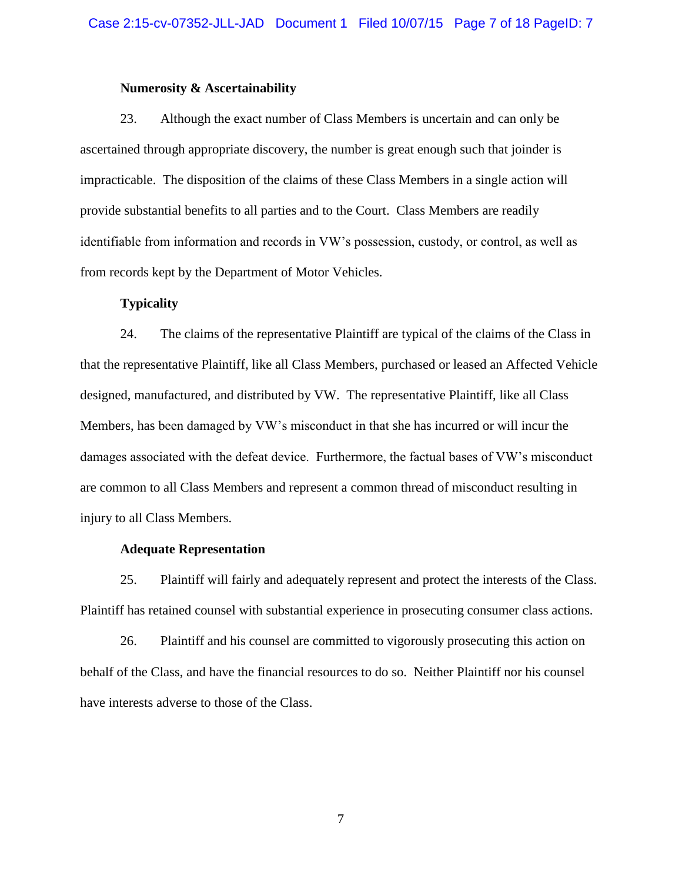**Numerosity & Ascertainability**

23. Although the exact number of Class Members is uncertain and can only be ascertained through appropriate discovery, the number is great enough such that joinder is impracticable. The disposition of the claims of these Class Members in a single action will provide substantial benefits to all parties and to the Court. Class Members are readily identifiable from information and records in VW's possession, custody, or control, as well as from records kept by the Department of Motor Vehicles.

**Typicality**

24. The claims of the representative Plaintiff are typical of the claims of the Class in that the representative Plaintiff, like all Class Members, purchased or leased an Affected Vehicle designed, manufactured, and distributed by VW. The representative Plaintiff, like all Class Members, has been damaged by VW's misconduct in that she has incurred or will incur the damages associated with the defeat device. Furthermore, the factual bases of VW's misconduct are common to all Class Members and represent a common thread of misconduct resulting in injury to all Class Members.

**Adequate Representation**

25. Plaintiff will fairly and adequately represent and protect the interests of the Class. Plaintiff has retained counsel with substantial experience in prosecuting consumer class actions.

26. Plaintiff and his counsel are committed to vigorously prosecuting this action on behalf of the Class, and have the financial resources to do so. Neither Plaintiff nor his counsel have interests adverse to those of the Class.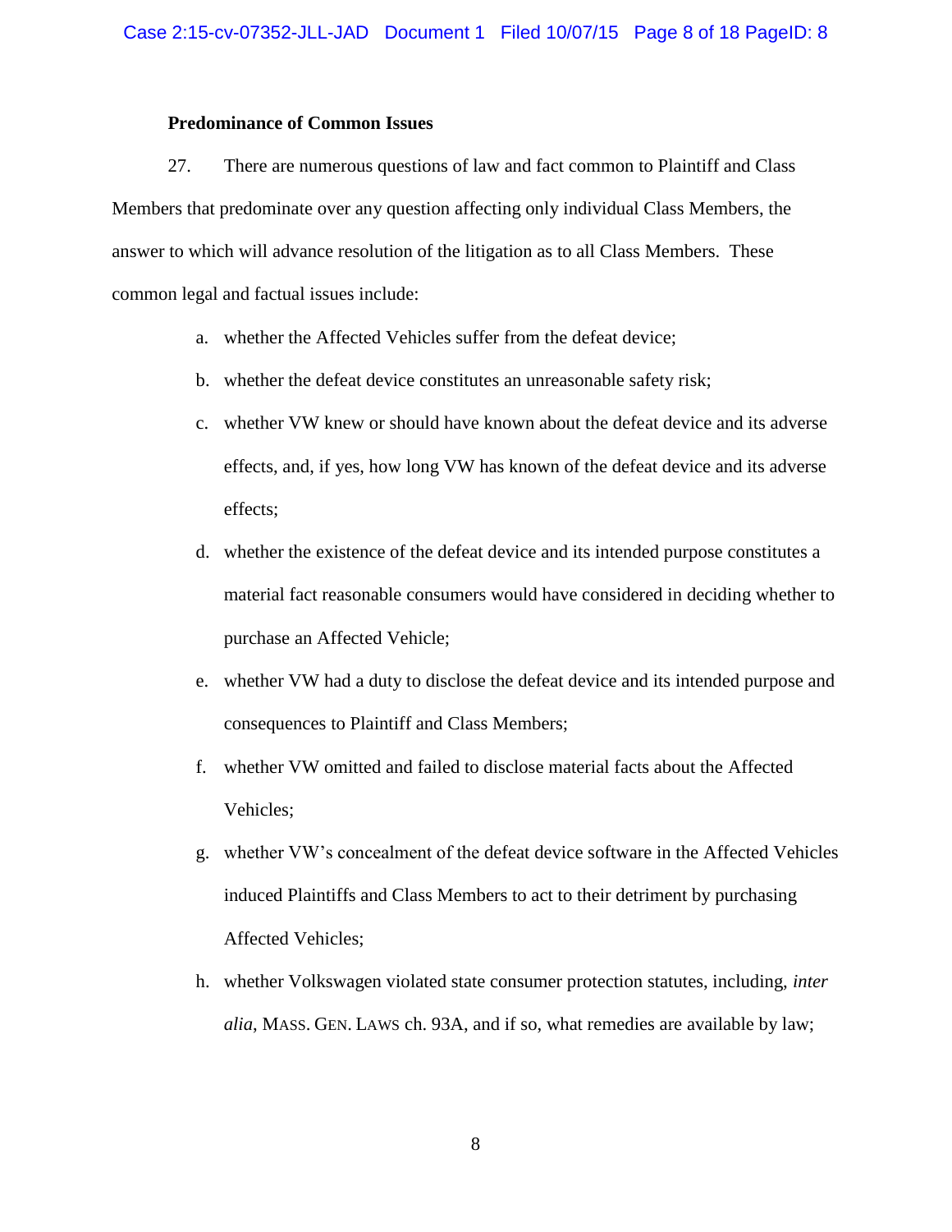**Predominance of Common Issues**

27. There are numerous questions of law and fact common to Plaintiff and Class Members that predominate over any question affecting only individual Class Members, the answer to which will advance resolution of the litigation as to all Class Members. These common legal and factual issues include:

a. whether the Affected Vehicles suffer from the defeat device;

b. whether the defeat device constitutes an unreasonable safety risk;

c. whether VW knew or should have known about the defeat device and its adverse effects, and, if yes, how long VW has known of the defeat device and its adverse effects;

d. whether the existence of the defeat device and its intended purpose constitutes a material fact reasonable consumers would have considered in deciding whether to purchase an Affected Vehicle;

e. whether VW had a duty to disclose the defeat device and its intended purpose and consequences to Plaintiff and Class Members;

f. whether VW omitted and failed to disclose material facts about the Affected Vehicles;

g. whether VW's concealment of the defeat device software in the Affected Vehicles induced Plaintiffs and Class Members to act to their detriment by purchasing Affected Vehicles;

h. whether Volkswagen violated state consumer protection statutes, including, *inter alia*, MASS. GEN. LAWS ch. 93A, and if so, what remedies are available by law;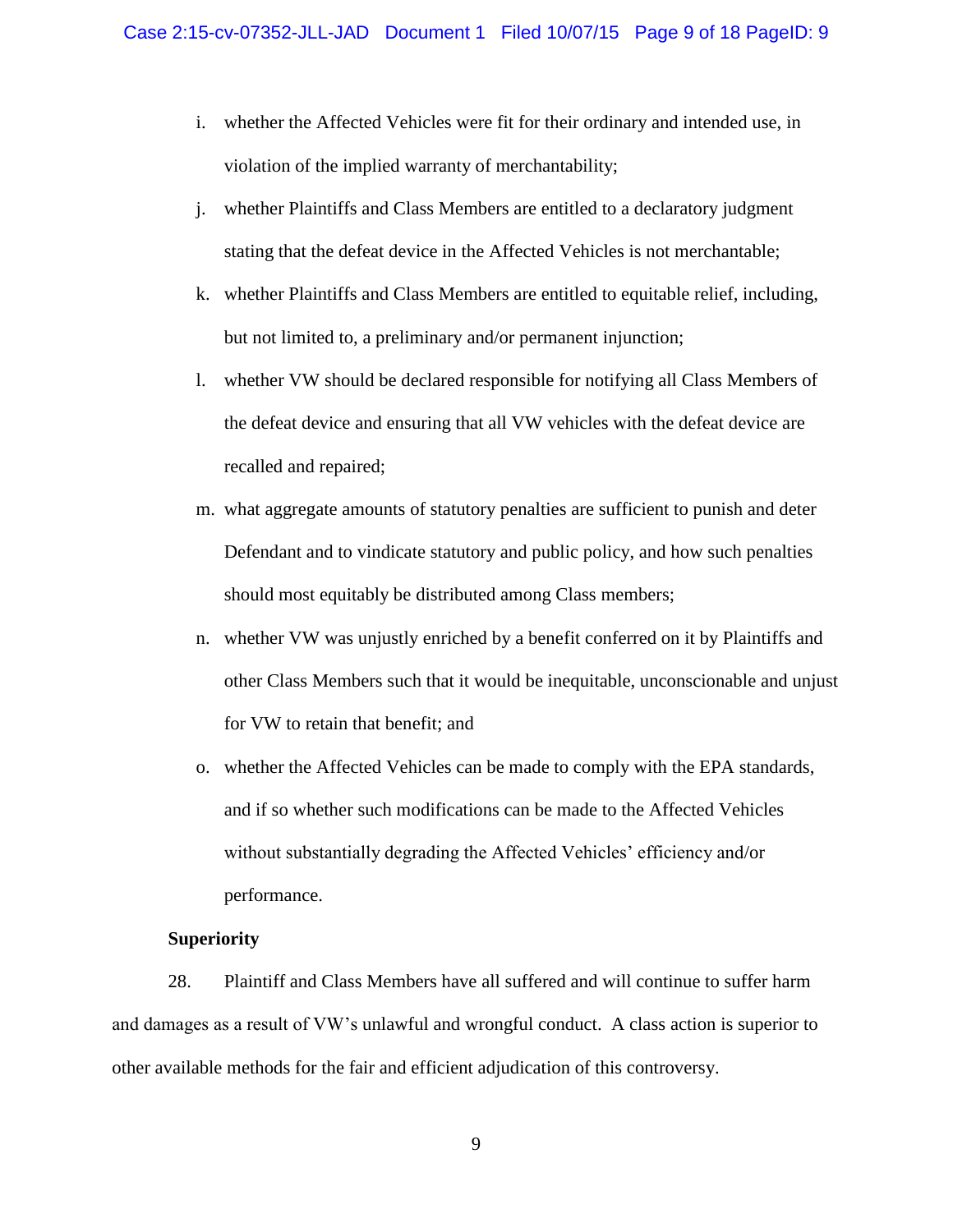i. whether the Affected Vehicles were fit for their ordinary and intended use, in violation of the implied warranty of merchantability;

j. whether Plaintiffs and Class Members are entitled to a declaratory judgment stating that the defeat device in the Affected Vehicles is not merchantable;

k. whether Plaintiffs and Class Members are entitled to equitable relief, including, but not limited to, a preliminary and/or permanent injunction;

l. whether VW should be declared responsible for notifying all Class Members of the defeat device and ensuring that all VW vehicles with the defeat device are recalled and repaired;

m. what aggregate amounts of statutory penalties are sufficient to punish and deter Defendant and to vindicate statutory and public policy, and how such penalties should most equitably be distributed among Class members;

n. whether VW was unjustly enriched by a benefit conferred on it by Plaintiffs and other Class Members such that it would be inequitable, unconscionable and unjust for VW to retain that benefit; and

o. whether the Affected Vehicles can be made to comply with the EPA standards, and if so whether such modifications can be made to the Affected Vehicles without substantially degrading the Affected Vehicles' efficiency and/or performance.

**Superiority**

28. Plaintiff and Class Members have all suffered and will continue to suffer harm and damages as a result of VW's unlawful and wrongful conduct. A class action is superior to other available methods for the fair and efficient adjudication of this controversy.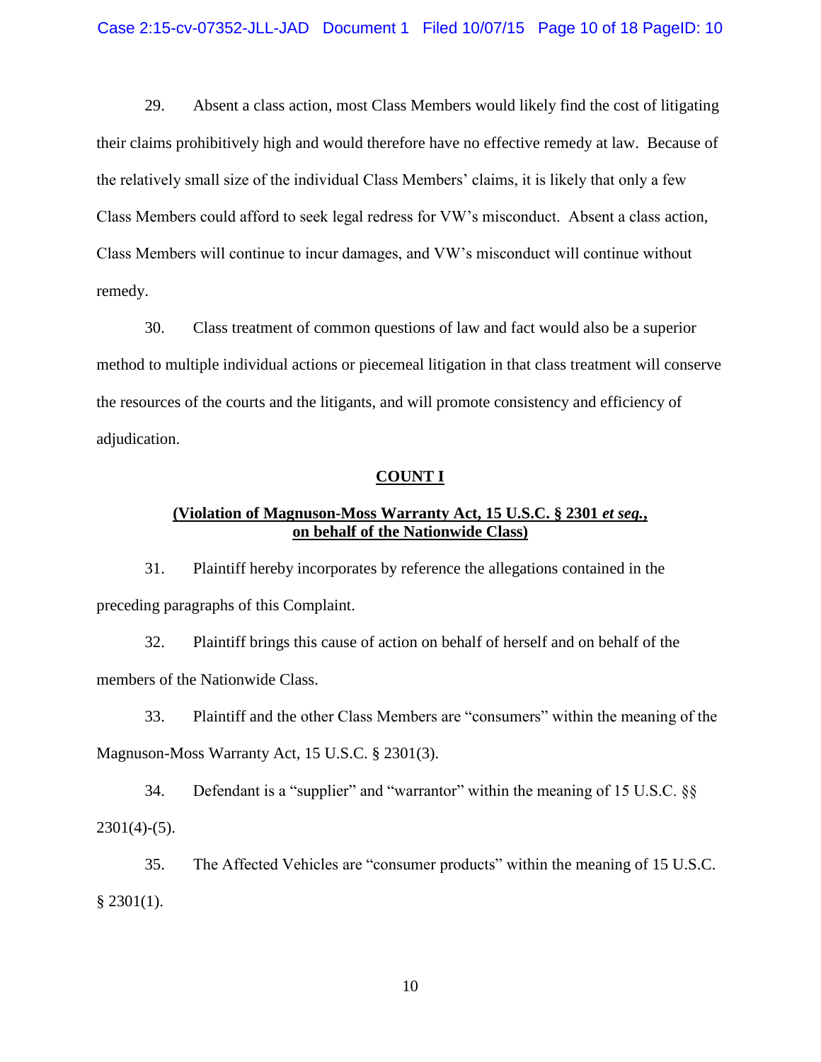29. Absent a class action, most Class Members would likely find the cost of litigating their claims prohibitively high and would therefore have no effective remedy at law. Because of the relatively small size of the individual Class Members' claims, it is likely that only a few Class Members could afford to seek legal redress for VW's misconduct. Absent a class action, Class Members will continue to incur damages, and VW's misconduct will continue without remedy.

30. Class treatment of common questions of law and fact would also be a superior method to multiple individual actions or piecemeal litigation in that class treatment will conserve the resources of the courts and the litigants, and will promote consistency and efficiency of adjudication.

**COUNT I**

**(Violation of Magnuson-Moss Warranty Act, 15 U.S.C. § 2301 *et seq.*, on behalf of the Nationwide Class)**

31. Plaintiff hereby incorporates by reference the allegations contained in the preceding paragraphs of this Complaint.

32. Plaintiff brings this cause of action on behalf of herself and on behalf of the members of the Nationwide Class.

33. Plaintiff and the other Class Members are "consumers" within the meaning of the Magnuson-Moss Warranty Act, 15 U.S.C. § 2301(3).

34. Defendant is a "supplier" and "warrantor" within the meaning of 15 U.S.C. §§ 2301(4)-(5).

35. The Affected Vehicles are "consumer products" within the meaning of 15 U.S.C. § 2301(1).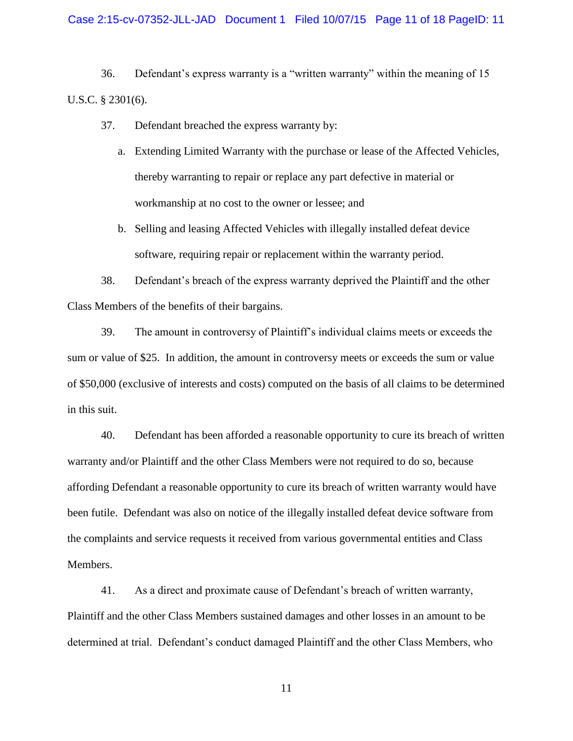36. Defendant's express warranty is a "written warranty" within the meaning of 15 U.S.C. § 2301(6).

37. Defendant breached the express warranty by:

   a. Extending Limited Warranty with the purchase or lease of the Affected Vehicles, thereby warranting to repair or replace any part defective in material or workmanship at no cost to the owner or lessee; and

   b. Selling and leasing Affected Vehicles with illegally installed defeat device software, requiring repair or replacement within the warranty period.

38. Defendant's breach of the express warranty deprived the Plaintiff and the other Class Members of the benefits of their bargains.

39. The amount in controversy of Plaintiff's individual claims meets or exceeds the sum or value of $25. In addition, the amount in controversy meets or exceeds the sum or value of $50,000 (exclusive of interests and costs) computed on the basis of all claims to be determined in this suit.

40. Defendant has been afforded a reasonable opportunity to cure its breach of written warranty and/or Plaintiff and the other Class Members were not required to do so, because affording Defendant a reasonable opportunity to cure its breach of written warranty would have been futile. Defendant was also on notice of the illegally installed defeat device software from the complaints and service requests it received from various governmental entities and Class Members.

41. As a direct and proximate cause of Defendant's breach of written warranty, Plaintiff and the other Class Members sustained damages and other losses in an amount to be determined at trial. Defendant's conduct damaged Plaintiff and the other Class Members, who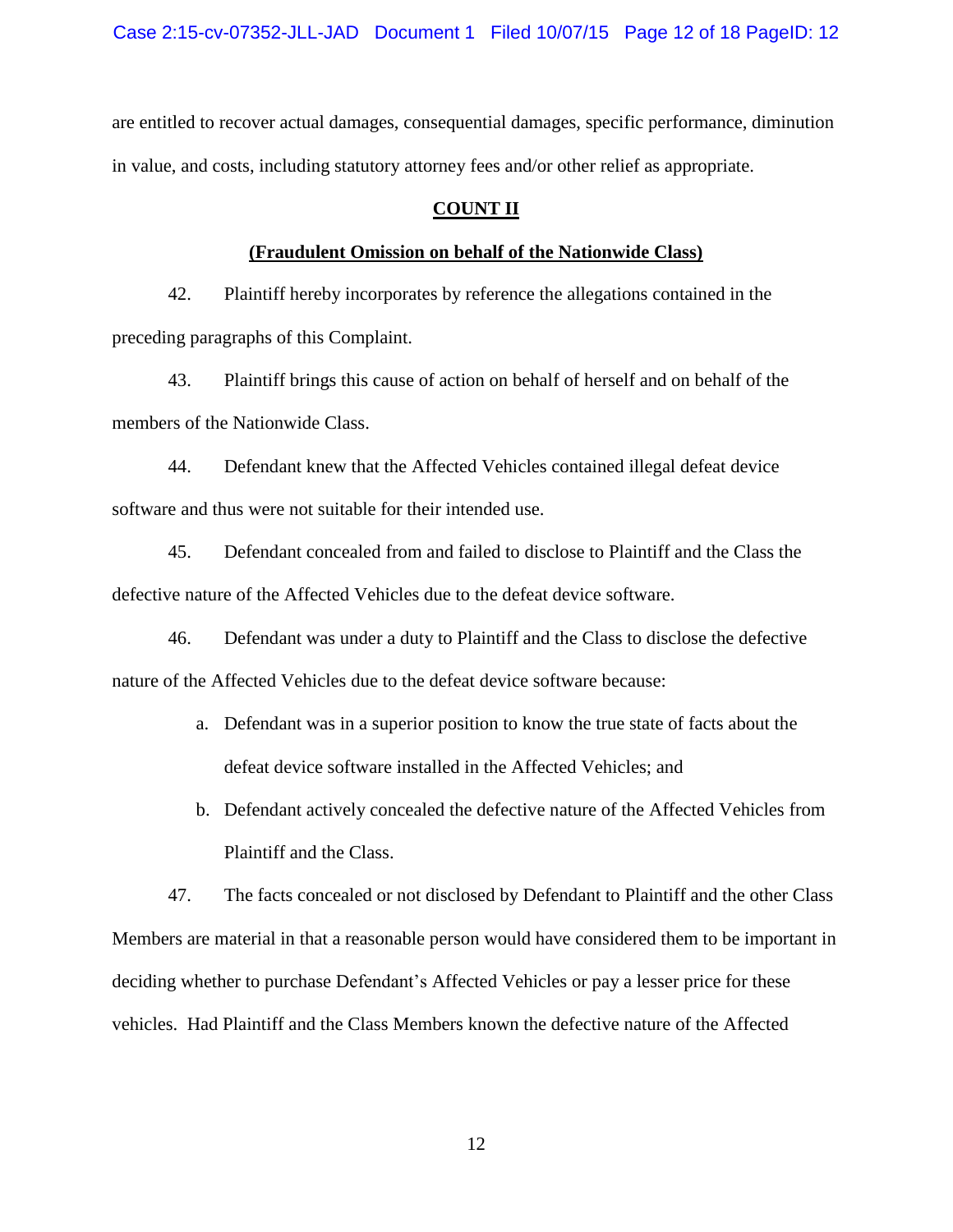are entitled to recover actual damages, consequential damages, specific performance, diminution in value, and costs, including statutory attorney fees and/or other relief as appropriate.

## **COUNT II**

### **(Fraudulent Omission on behalf of the Nationwide Class)**

42. Plaintiff hereby incorporates by reference the allegations contained in the preceding paragraphs of this Complaint.

43. Plaintiff brings this cause of action on behalf of herself and on behalf of the members of the Nationwide Class.

44. Defendant knew that the Affected Vehicles contained illegal defeat device software and thus were not suitable for their intended use.

45. Defendant concealed from and failed to disclose to Plaintiff and the Class the defective nature of the Affected Vehicles due to the defeat device software.

46. Defendant was under a duty to Plaintiff and the Class to disclose the defective nature of the Affected Vehicles due to the defeat device software because:

   a. Defendant was in a superior position to know the true state of facts about the defeat device software installed in the Affected Vehicles; and

   b. Defendant actively concealed the defective nature of the Affected Vehicles from Plaintiff and the Class.

47. The facts concealed or not disclosed by Defendant to Plaintiff and the other Class Members are material in that a reasonable person would have considered them to be important in deciding whether to purchase Defendant's Affected Vehicles or pay a lesser price for these vehicles. Had Plaintiff and the Class Members known the defective nature of the Affected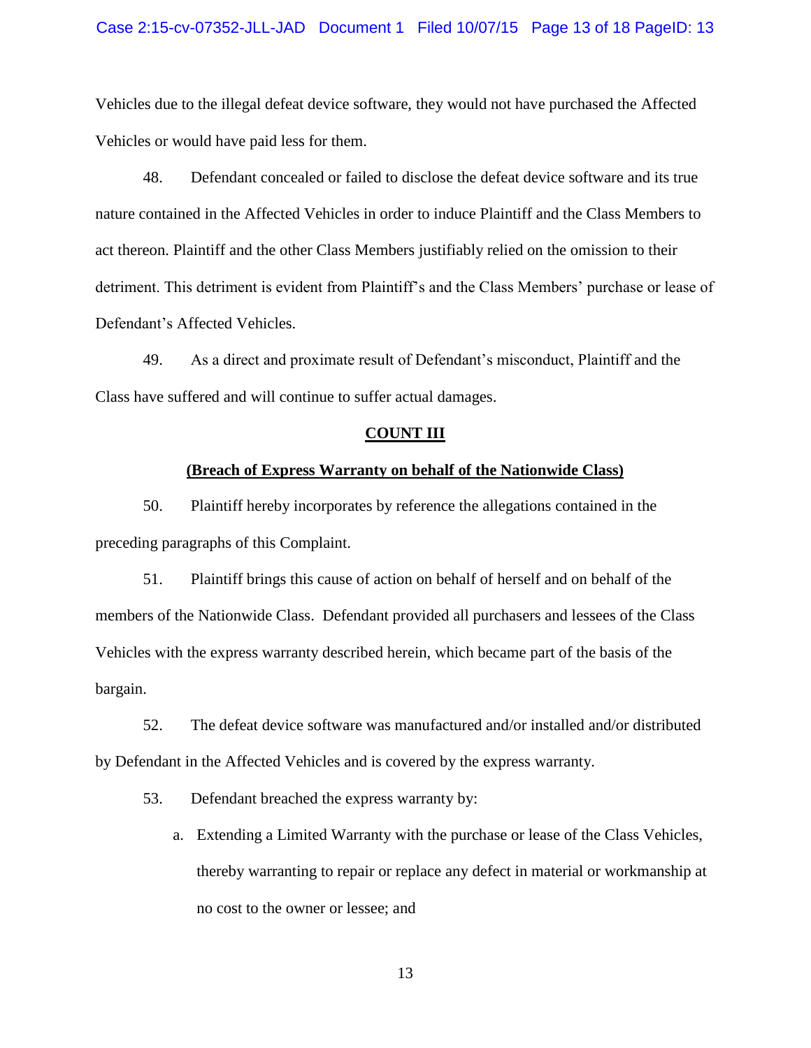Vehicles due to the illegal defeat device software, they would not have purchased the Affected Vehicles or would have paid less for them.

48. Defendant concealed or failed to disclose the defeat device software and its true nature contained in the Affected Vehicles in order to induce Plaintiff and the Class Members to act thereon. Plaintiff and the other Class Members justifiably relied on the omission to their detriment. This detriment is evident from Plaintiff's and the Class Members' purchase or lease of Defendant's Affected Vehicles.

49. As a direct and proximate result of Defendant's misconduct, Plaintiff and the Class have suffered and will continue to suffer actual damages.

## COUNT III

### (Breach of Express Warranty on behalf of the Nationwide Class)

50. Plaintiff hereby incorporates by reference the allegations contained in the preceding paragraphs of this Complaint.

51. Plaintiff brings this cause of action on behalf of herself and on behalf of the members of the Nationwide Class. Defendant provided all purchasers and lessees of the Class Vehicles with the express warranty described herein, which became part of the basis of the bargain.

52. The defeat device software was manufactured and/or installed and/or distributed by Defendant in the Affected Vehicles and is covered by the express warranty.

53. Defendant breached the express warranty by:

a. Extending a Limited Warranty with the purchase or lease of the Class Vehicles, thereby warranting to repair or replace any defect in material or workmanship at no cost to the owner or lessee; and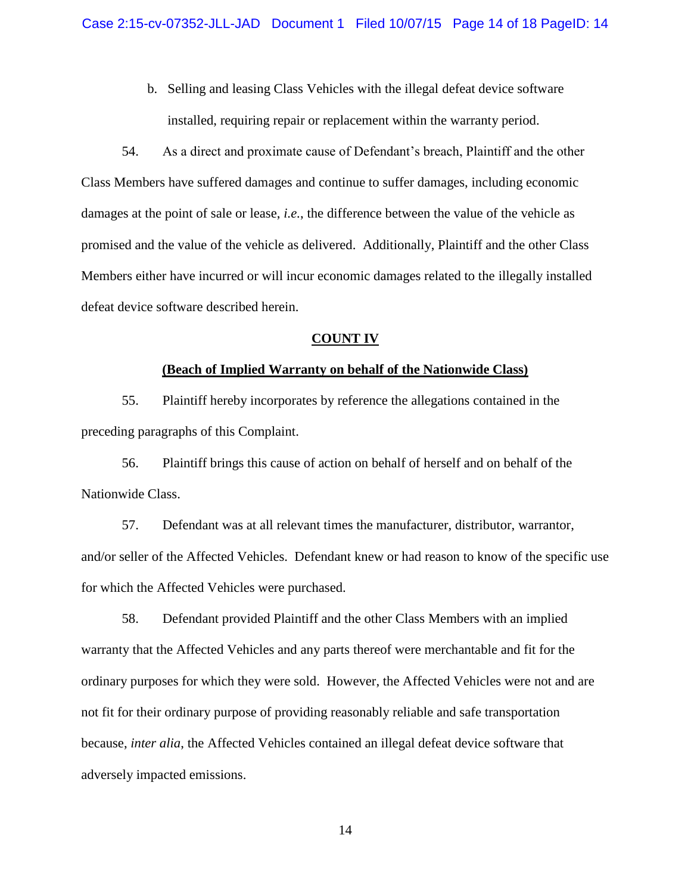b. Selling and leasing Class Vehicles with the illegal defeat device software installed, requiring repair or replacement within the warranty period.

54. As a direct and proximate cause of Defendant's breach, Plaintiff and the other Class Members have suffered damages and continue to suffer damages, including economic damages at the point of sale or lease, *i.e.*, the difference between the value of the vehicle as promised and the value of the vehicle as delivered. Additionally, Plaintiff and the other Class Members either have incurred or will incur economic damages related to the illegally installed defeat device software described herein.

**COUNT IV**

**(Beach of Implied Warranty on behalf of the Nationwide Class)**

55. Plaintiff hereby incorporates by reference the allegations contained in the preceding paragraphs of this Complaint.

56. Plaintiff brings this cause of action on behalf of herself and on behalf of the Nationwide Class.

57. Defendant was at all relevant times the manufacturer, distributor, warrantor, and/or seller of the Affected Vehicles. Defendant knew or had reason to know of the specific use for which the Affected Vehicles were purchased.

58. Defendant provided Plaintiff and the other Class Members with an implied warranty that the Affected Vehicles and any parts thereof were merchantable and fit for the ordinary purposes for which they were sold. However, the Affected Vehicles were not and are not fit for their ordinary purpose of providing reasonably reliable and safe transportation because, *inter alia*, the Affected Vehicles contained an illegal defeat device software that adversely impacted emissions.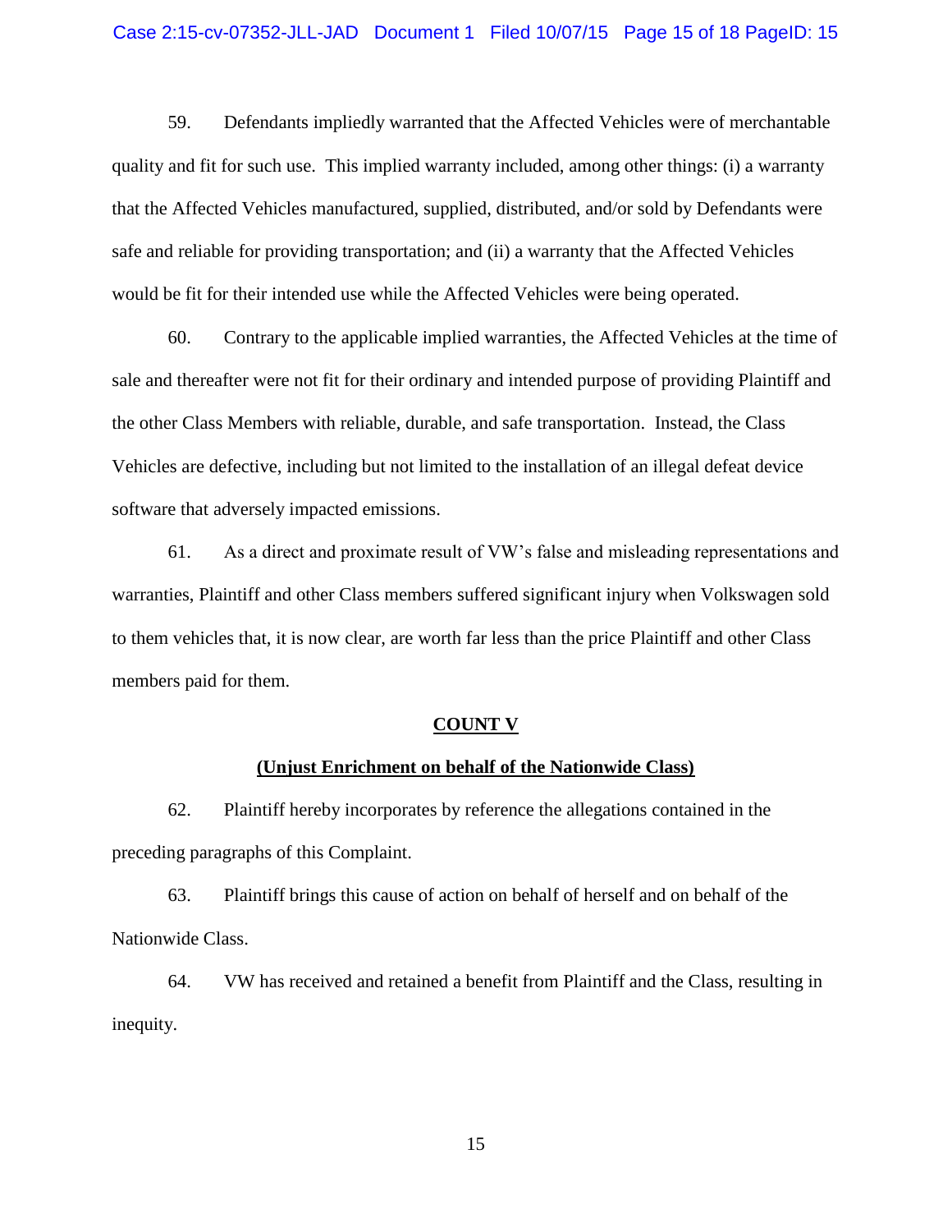59. Defendants impliedly warranted that the Affected Vehicles were of merchantable quality and fit for such use. This implied warranty included, among other things: (i) a warranty that the Affected Vehicles manufactured, supplied, distributed, and/or sold by Defendants were safe and reliable for providing transportation; and (ii) a warranty that the Affected Vehicles would be fit for their intended use while the Affected Vehicles were being operated.

60. Contrary to the applicable implied warranties, the Affected Vehicles at the time of sale and thereafter were not fit for their ordinary and intended purpose of providing Plaintiff and the other Class Members with reliable, durable, and safe transportation. Instead, the Class Vehicles are defective, including but not limited to the installation of an illegal defeat device software that adversely impacted emissions.

61. As a direct and proximate result of VW's false and misleading representations and warranties, Plaintiff and other Class members suffered significant injury when Volkswagen sold to them vehicles that, it is now clear, are worth far less than the price Plaintiff and other Class members paid for them.

**COUNT V**

**(Unjust Enrichment on behalf of the Nationwide Class)**

62. Plaintiff hereby incorporates by reference the allegations contained in the preceding paragraphs of this Complaint.

63. Plaintiff brings this cause of action on behalf of herself and on behalf of the Nationwide Class.

64. VW has received and retained a benefit from Plaintiff and the Class, resulting in inequity.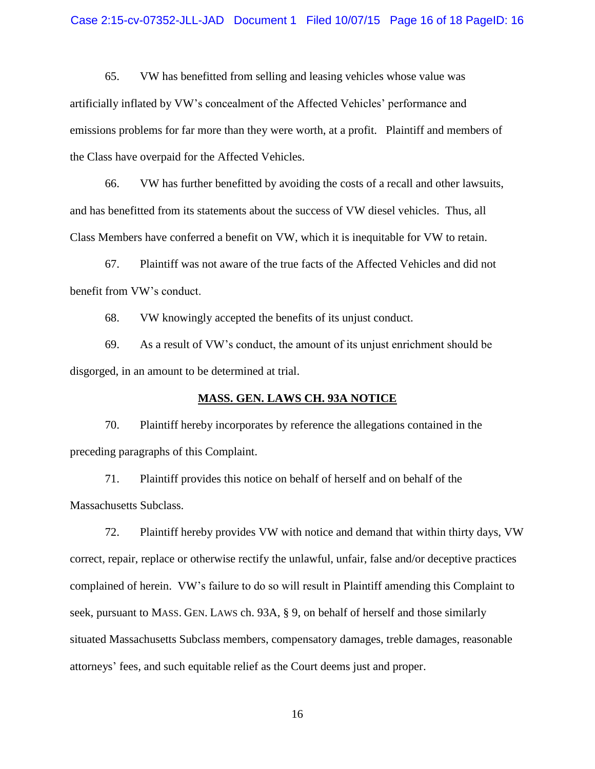65. VW has benefitted from selling and leasing vehicles whose value was artificially inflated by VW's concealment of the Affected Vehicles' performance and emissions problems for far more than they were worth, at a profit. Plaintiff and members of the Class have overpaid for the Affected Vehicles.

66. VW has further benefitted by avoiding the costs of a recall and other lawsuits, and has benefitted from its statements about the success of VW diesel vehicles. Thus, all Class Members have conferred a benefit on VW, which it is inequitable for VW to retain.

67. Plaintiff was not aware of the true facts of the Affected Vehicles and did not benefit from VW's conduct.

68. VW knowingly accepted the benefits of its unjust conduct.

69. As a result of VW's conduct, the amount of its unjust enrichment should be disgorged, in an amount to be determined at trial.

**MASS. GEN. LAWS CH. 93A NOTICE**

70. Plaintiff hereby incorporates by reference the allegations contained in the preceding paragraphs of this Complaint.

71. Plaintiff provides this notice on behalf of herself and on behalf of the Massachusetts Subclass.

72. Plaintiff hereby provides VW with notice and demand that within thirty days, VW correct, repair, replace or otherwise rectify the unlawful, unfair, false and/or deceptive practices complained of herein. VW's failure to do so will result in Plaintiff amending this Complaint to seek, pursuant to MASS. GEN. LAWS ch. 93A, § 9, on behalf of herself and those similarly situated Massachusetts Subclass members, compensatory damages, treble damages, reasonable attorneys' fees, and such equitable relief as the Court deems just and proper.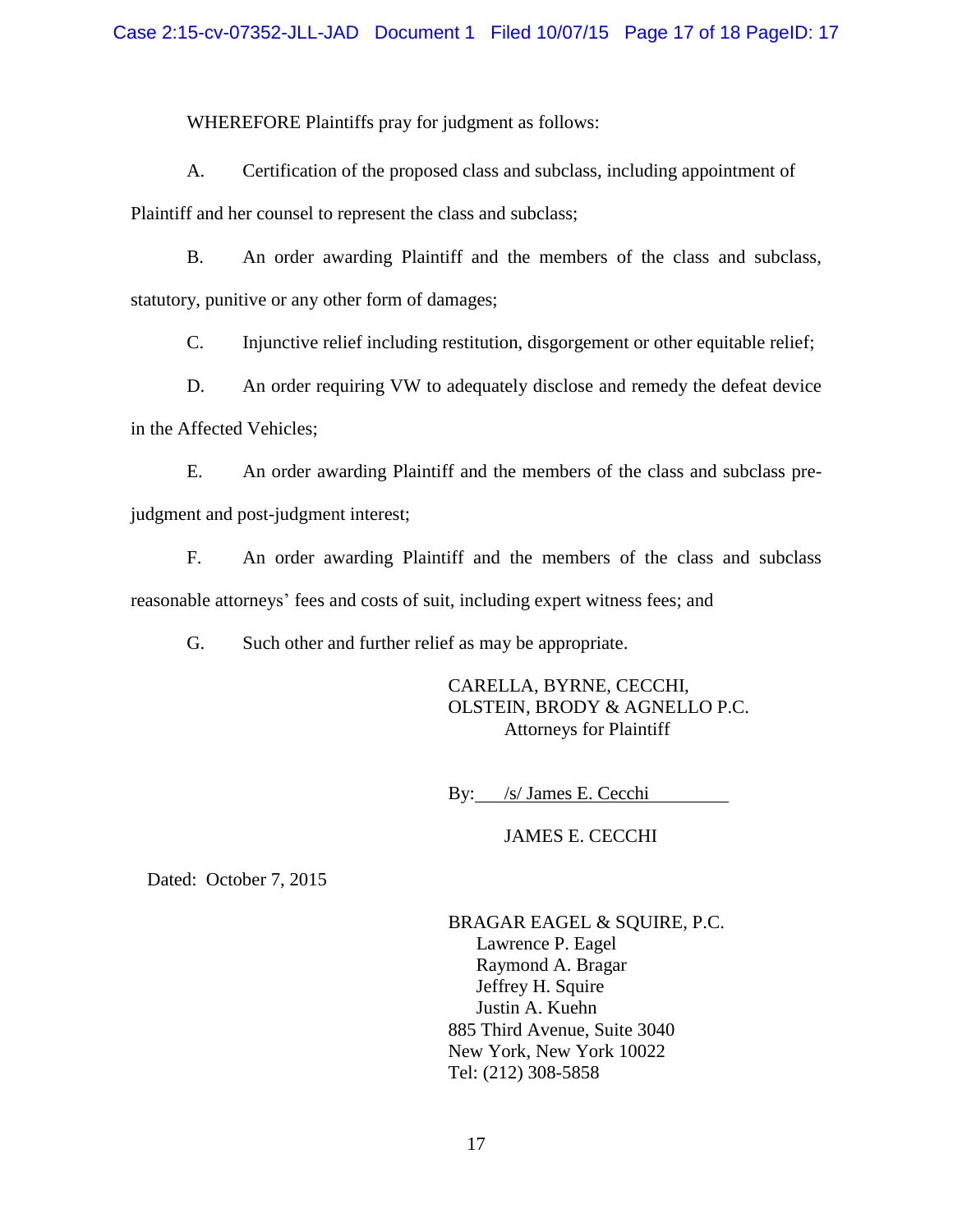WHEREFORE Plaintiffs pray for judgment as follows:

A. Certification of the proposed class and subclass, including appointment of Plaintiff and her counsel to represent the class and subclass;

B. An order awarding Plaintiff and the members of the class and subclass, statutory, punitive or any other form of damages;

C. Injunctive relief including restitution, disgorgement or other equitable relief;

D. An order requiring VW to adequately disclose and remedy the defeat device in the Affected Vehicles;

E. An order awarding Plaintiff and the members of the class and subclass pre-judgment and post-judgment interest;

F. An order awarding Plaintiff and the members of the class and subclass reasonable attorneys' fees and costs of suit, including expert witness fees; and

G. Such other and further relief as may be appropriate.

CARELLA, BYRNE, CECCHI,
OLSTEIN, BRODY & AGNELLO P.C.
Attorneys for Plaintiff

By: /s/ James E. Cecchi

JAMES E. CECCHI

Dated: October 7, 2015

BRAGAR EAGEL & SQUIRE, P.C.
Lawrence P. Eagel
Raymond A. Bragar
Jeffrey H. Squire
Justin A. Kuehn
885 Third Avenue, Suite 3040
New York, New York 10022
Tel: (212) 308-5858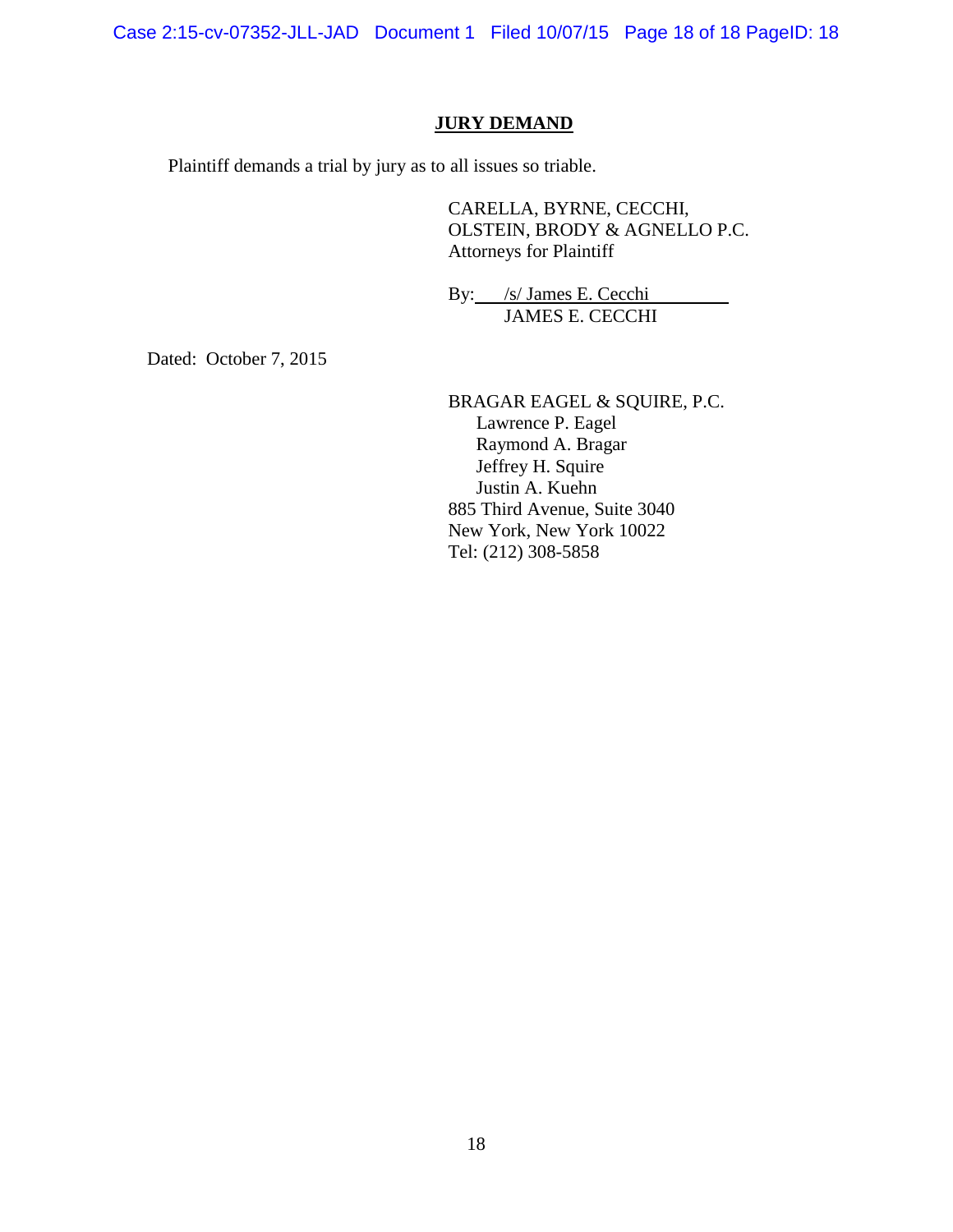## JURY DEMAND

Plaintiff demands a trial by jury as to all issues so triable.

CARELLA, BYRNE, CECCHI,
OLSTEIN, BRODY & AGNELLO P.C.
Attorneys for Plaintiff

By: /s/ James E. Cecchi
JAMES E. CECCHI

Dated: October 7, 2015

BRAGAR EAGEL & SQUIRE, P.C.
Lawrence P. Eagel
Raymond A. Bragar
Jeffrey H. Squire
Justin A. Kuehn
885 Third Avenue, Suite 3040
New York, New York 10022
Tel: (212) 308-5858